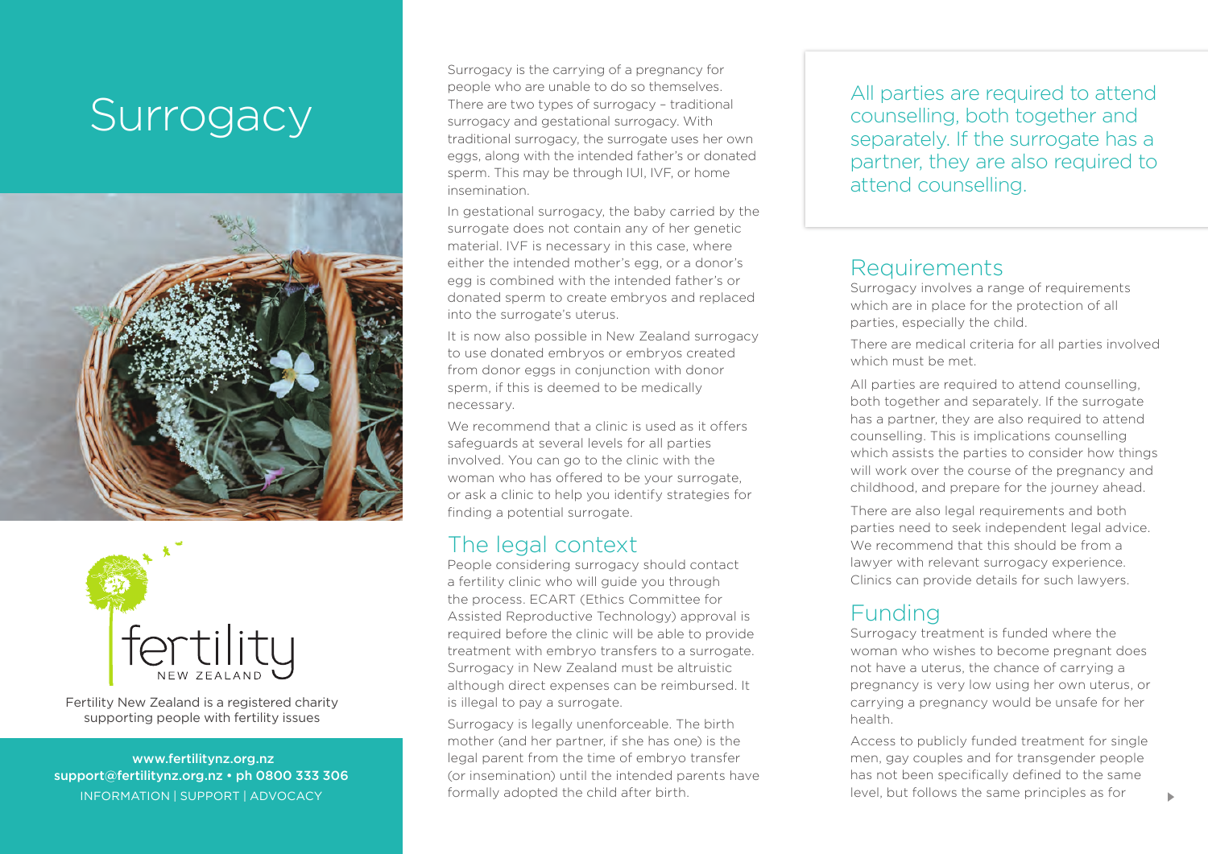# Surrogacy

Fertility New Zealand is a registered charity supporting people with fertility issues

www.fertilitynz.org.nz
support@fertilitynz.org.nz • ph 0800 333 306
INFORMATION | SUPPORT | ADVOCACY

Surrogacy is the carrying of a pregnancy for people who are unable to do so themselves. There are two types of surrogacy – traditional surrogacy and gestational surrogacy. With traditional surrogacy, the surrogate uses her own eggs, along with the intended father's or donated sperm. This may be through IUI, IVF, or home insemination.

In gestational surrogacy, the baby carried by the surrogate does not contain any of her genetic material. IVF is necessary in this case, where either the intended mother's egg, or a donor's egg is combined with the intended father's or donated sperm to create embryos and replaced into the surrogate's uterus.

It is now also possible in New Zealand surrogacy to use donated embryos or embryos created from donor eggs in conjunction with donor sperm, if this is deemed to be medically necessary.

We recommend that a clinic is used as it offers safeguards at several levels for all parties involved. You can go to the clinic with the woman who has offered to be your surrogate, or ask a clinic to help you identify strategies for finding a potential surrogate.

## The legal context

People considering surrogacy should contact a fertility clinic who will guide you through the process. ECART (Ethics Committee for Assisted Reproductive Technology) approval is required before the clinic will be able to provide treatment with embryo transfers to a surrogate. Surrogacy in New Zealand must be altruistic although direct expenses can be reimbursed. It is illegal to pay a surrogate.

Surrogacy is legally unenforceable. The birth mother (and her partner, if she has one) is the legal parent from the time of embryo transfer (or insemination) until the intended parents have formally adopted the child after birth.

> All parties are required to attend counselling, both together and separately. If the surrogate has a partner, they are also required to attend counselling.

## Requirements

Surrogacy involves a range of requirements which are in place for the protection of all parties, especially the child.

There are medical criteria for all parties involved which must be met.

All parties are required to attend counselling, both together and separately. If the surrogate has a partner, they are also required to attend counselling. This is implications counselling which assists the parties to consider how things will work over the course of the pregnancy and childhood, and prepare for the journey ahead.

There are also legal requirements and both parties need to seek independent legal advice. We recommend that this should be from a lawyer with relevant surrogacy experience. Clinics can provide details for such lawyers.

## Funding

Surrogacy treatment is funded where the woman who wishes to become pregnant does not have a uterus, the chance of carrying a pregnancy is very low using her own uterus, or carrying a pregnancy would be unsafe for her health.

Access to publicly funded treatment for single men, gay couples and for transgender people has not been specifically defined to the same level, but follows the same principles as for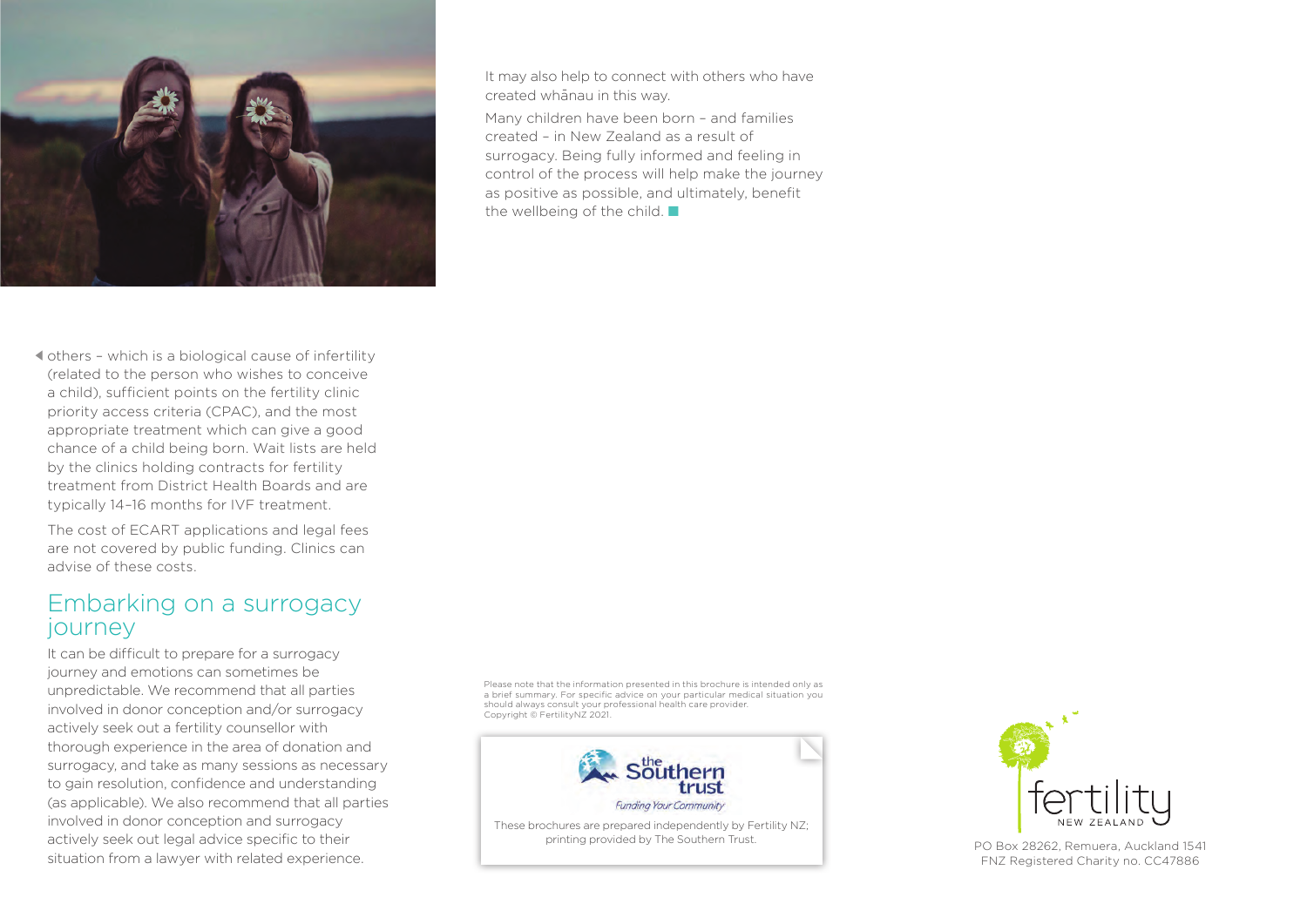others – which is a biological cause of infertility (related to the person who wishes to conceive a child), sufficient points on the fertility clinic priority access criteria (CPAC), and the most appropriate treatment which can give a good chance of a child being born. Wait lists are held by the clinics holding contracts for fertility treatment from District Health Boards and are typically 14–16 months for IVF treatment.

The cost of ECART applications and legal fees are not covered by public funding. Clinics can advise of these costs.

## Embarking on a surrogacy journey

It can be difficult to prepare for a surrogacy journey and emotions can sometimes be unpredictable. We recommend that all parties involved in donor conception and/or surrogacy actively seek out a fertility counsellor with thorough experience in the area of donation and surrogacy, and take as many sessions as necessary to gain resolution, confidence and understanding (as applicable). We also recommend that all parties involved in donor conception and surrogacy actively seek out legal advice specific to their situation from a lawyer with related experience.

It may also help to connect with others who have created whānau in this way.

Many children have been born – and families created – in New Zealand as a result of surrogacy. Being fully informed and feeling in control of the process will help make the journey as positive as possible, and ultimately, benefit the wellbeing of the child.

Please note that the information presented in this brochure is intended only as a brief summary. For specific advice on your particular medical situation you should always consult your professional health care provider.
Copyright © FertilityNZ 2021.

the Southern trust
*Funding Your Community*

These brochures are prepared independently by Fertility NZ; printing provided by The Southern Trust.

fertility NEW ZEALAND

PO Box 28262, Remuera, Auckland 1541
FNZ Registered Charity no. CC47886